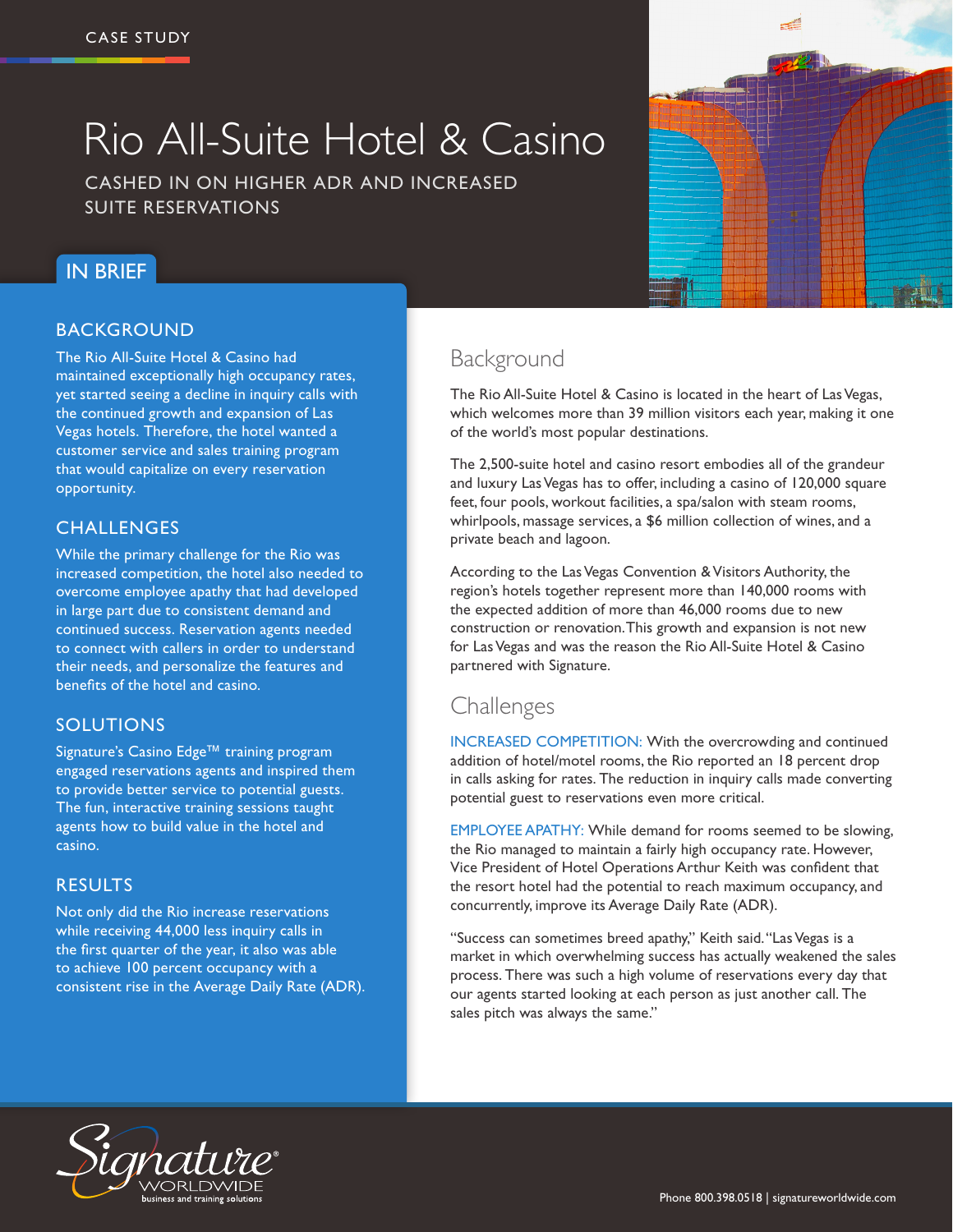CASE STUDY

# Rio All-Suite Hotel & Casino

CASHED IN ON HIGHER ADR AND INCREASED SUITE RESERVATIONS

## IN BRIEF

### BACKGROUND

The Rio All-Suite Hotel & Casino had maintained exceptionally high occupancy rates, yet started seeing a decline in inquiry calls with the continued growth and expansion of Las Vegas hotels. Therefore, the hotel wanted a customer service and sales training program that would capitalize on every reservation opportunity.

### CHALLENGES

While the primary challenge for the Rio was increased competition, the hotel also needed to overcome employee apathy that had developed in large part due to consistent demand and continued success. Reservation agents needed to connect with callers in order to understand their needs, and personalize the features and benefits of the hotel and casino.

### SOLUTIONS

Signature's Casino Edge™ training program engaged reservations agents and inspired them to provide better service to potential guests. The fun, interactive training sessions taught agents how to build value in the hotel and casino.

### RESULTS

Not only did the Rio increase reservations while receiving 44,000 less inquiry calls in the first quarter of the year, it also was able to achieve 100 percent occupancy with a consistent rise in the Average Daily Rate (ADR).

## Background

The Rio All-Suite Hotel & Casino is located in the heart of Las Vegas, which welcomes more than 39 million visitors each year, making it one of the world's most popular destinations.

The 2,500-suite hotel and casino resort embodies all of the grandeur and luxury Las Vegas has to offer, including a casino of 120,000 square feet, four pools, workout facilities, a spa/salon with steam rooms, whirlpools, massage services, a $6 million collection of wines, and a private beach and lagoon.

According to the Las Vegas Convention & Visitors Authority, the region's hotels together represent more than 140,000 rooms with the expected addition of more than 46,000 rooms due to new construction or renovation. This growth and expansion is not new for Las Vegas and was the reason the Rio All-Suite Hotel & Casino partnered with Signature.

## Challenges

INCREASED COMPETITION: With the overcrowding and continued addition of hotel/motel rooms, the Rio reported an 18 percent drop in calls asking for rates. The reduction in inquiry calls made converting potential guest to reservations even more critical.

EMPLOYEE APATHY: While demand for rooms seemed to be slowing, the Rio managed to maintain a fairly high occupancy rate. However, Vice President of Hotel Operations Arthur Keith was confident that the resort hotel had the potential to reach maximum occupancy, and concurrently, improve its Average Daily Rate (ADR).

"Success can sometimes breed apathy," Keith said. "Las Vegas is a market in which overwhelming success has actually weakened the sales process. There was such a high volume of reservations every day that our agents started looking at each person as just another call. The sales pitch was always the same."

Signature WORLDWIDE business and training solutions

Phone 800.398.0518 | signatureworldwide.com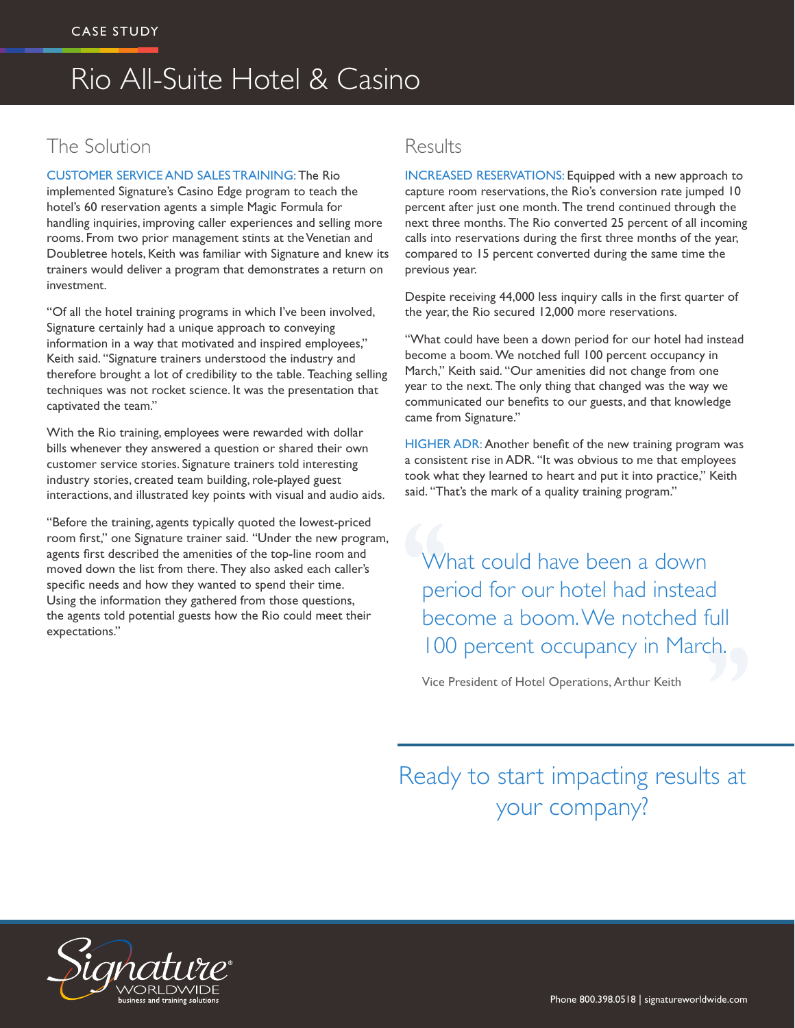CASE STUDY

# Rio All-Suite Hotel & Casino

## The Solution

CUSTOMER SERVICE AND SALES TRAINING: The Rio implemented Signature's Casino Edge program to teach the hotel's 60 reservation agents a simple Magic Formula for handling inquiries, improving caller experiences and selling more rooms. From two prior management stints at the Venetian and Doubletree hotels, Keith was familiar with Signature and knew its trainers would deliver a program that demonstrates a return on investment.

"Of all the hotel training programs in which I've been involved, Signature certainly had a unique approach to conveying information in a way that motivated and inspired employees," Keith said. "Signature trainers understood the industry and therefore brought a lot of credibility to the table. Teaching selling techniques was not rocket science. It was the presentation that captivated the team."

With the Rio training, employees were rewarded with dollar bills whenever they answered a question or shared their own customer service stories. Signature trainers told interesting industry stories, created team building, role-played guest interactions, and illustrated key points with visual and audio aids.

"Before the training, agents typically quoted the lowest-priced room first," one Signature trainer said. "Under the new program, agents first described the amenities of the top-line room and moved down the list from there. They also asked each caller's specific needs and how they wanted to spend their time. Using the information they gathered from those questions, the agents told potential guests how the Rio could meet their expectations."

## Results

INCREASED RESERVATIONS: Equipped with a new approach to capture room reservations, the Rio's conversion rate jumped 10 percent after just one month. The trend continued through the next three months. The Rio converted 25 percent of all incoming calls into reservations during the first three months of the year, compared to 15 percent converted during the same time the previous year.

Despite receiving 44,000 less inquiry calls in the first quarter of the year, the Rio secured 12,000 more reservations.

"What could have been a down period for our hotel had instead become a boom. We notched full 100 percent occupancy in March," Keith said. "Our amenities did not change from one year to the next. The only thing that changed was the way we communicated our benefits to our guests, and that knowledge came from Signature."

HIGHER ADR: Another benefit of the new training program was a consistent rise in ADR. "It was obvious to me that employees took what they learned to heart and put it into practice," Keith said. "That's the mark of a quality training program."

> "What could have been a down period for our hotel had instead become a boom. We notched full 100 percent occupancy in March."
>
> Vice President of Hotel Operations, Arthur Keith

Ready to start impacting results at your company?

Signature WORLDWIDE business and training solutions

Phone 800.398.0518 | signatureworldwide.com